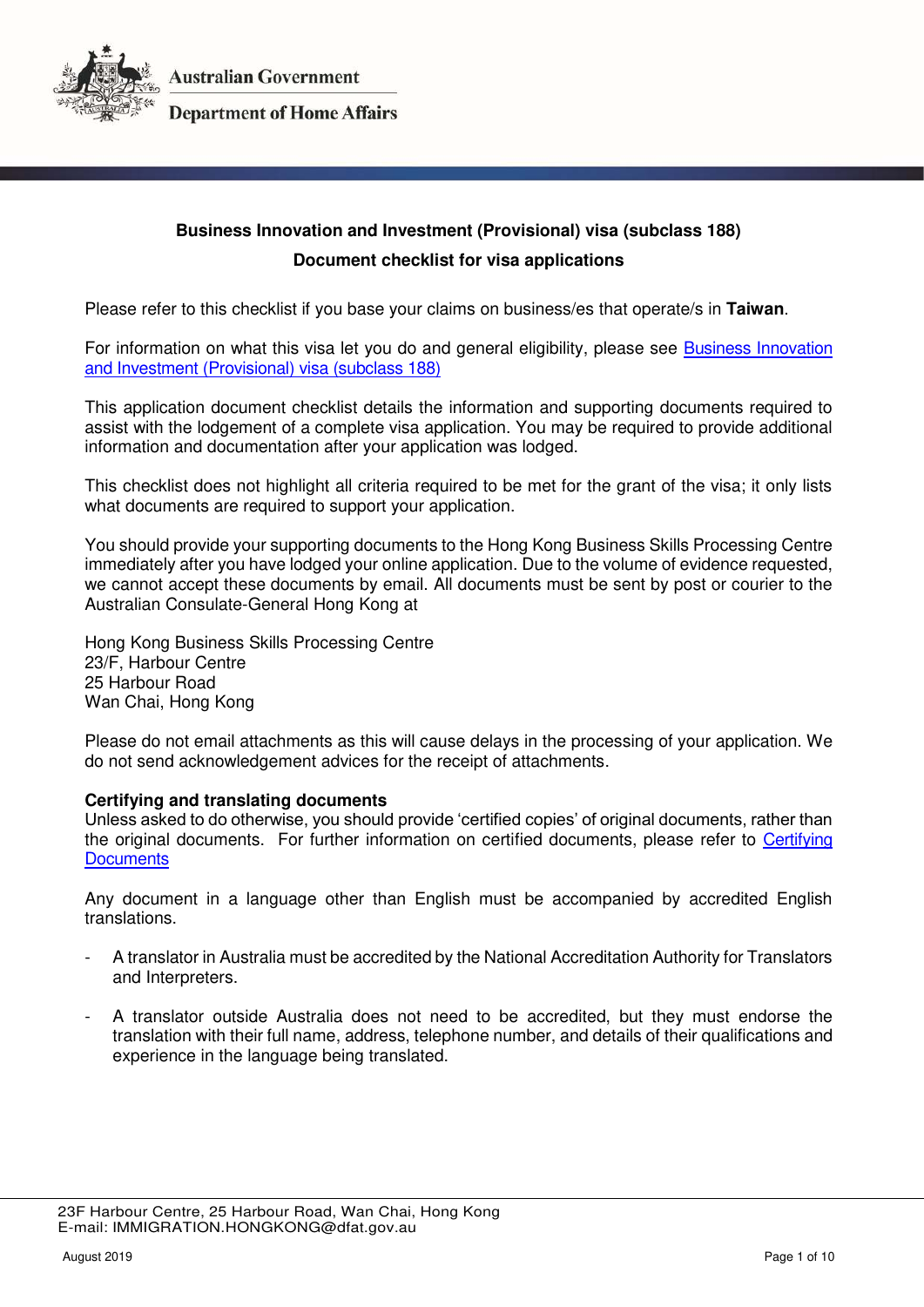Australian Government

Department of Home Affairs

# Business Innovation and Investment (Provisional) visa (subclass 188)

## Document checklist for visa applications

Please refer to this checklist if you base your claims on business/es that operate/s in **Taiwan**.

For information on what this visa let you do and general eligibility, please see [Business Innovation and Investment (Provisional) visa (subclass 188)]()

This application document checklist details the information and supporting documents required to assist with the lodgement of a complete visa application. You may be required to provide additional information and documentation after your application was lodged.

This checklist does not highlight all criteria required to be met for the grant of the visa; it only lists what documents are required to support your application.

You should provide your supporting documents to the Hong Kong Business Skills Processing Centre immediately after you have lodged your online application. Due to the volume of evidence requested, we cannot accept these documents by email. All documents must be sent by post or courier to the Australian Consulate-General Hong Kong at

Hong Kong Business Skills Processing Centre
23/F, Harbour Centre
25 Harbour Road
Wan Chai, Hong Kong

Please do not email attachments as this will cause delays in the processing of your application. We do not send acknowledgement advices for the receipt of attachments.

**Certifying and translating documents**

Unless asked to do otherwise, you should provide 'certified copies' of original documents, rather than the original documents. For further information on certified documents, please refer to [Certifying Documents]()

Any document in a language other than English must be accompanied by accredited English translations.

- A translator in Australia must be accredited by the National Accreditation Authority for Translators and Interpreters.
- A translator outside Australia does not need to be accredited, but they must endorse the translation with their full name, address, telephone number, and details of their qualifications and experience in the language being translated.

23F Harbour Centre, 25 Harbour Road, Wan Chai, Hong Kong
E-mail: IMMIGRATION.HONGKONG@dfat.gov.au

August 2019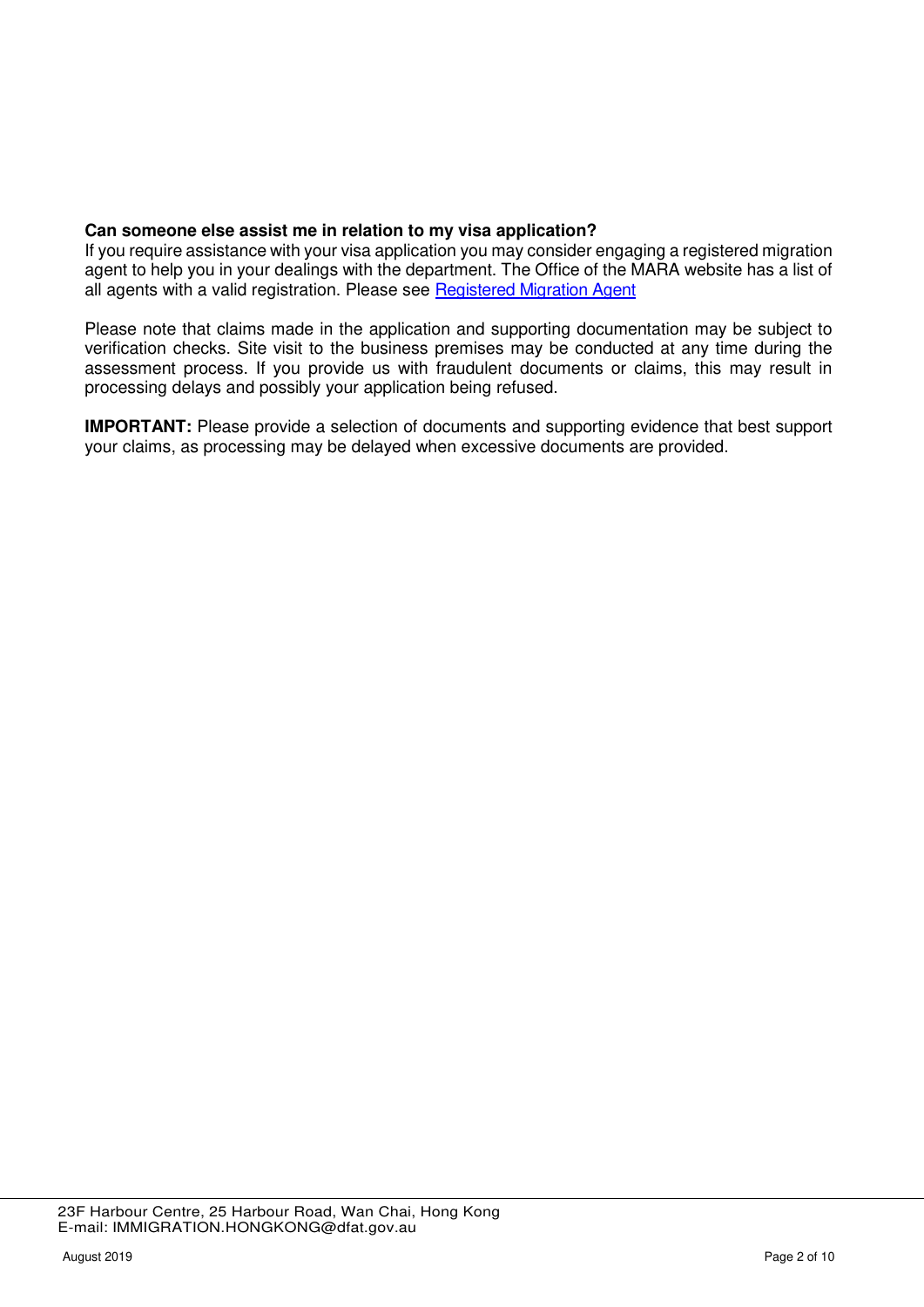**Can someone else assist me in relation to my visa application?**

If you require assistance with your visa application you may consider engaging a registered migration agent to help you in your dealings with the department. The Office of the MARA website has a list of all agents with a valid registration. Please see Registered Migration Agent

Please note that claims made in the application and supporting documentation may be subject to verification checks. Site visit to the business premises may be conducted at any time during the assessment process. If you provide us with fraudulent documents or claims, this may result in processing delays and possibly your application being refused.

**IMPORTANT:** Please provide a selection of documents and supporting evidence that best support your claims, as processing may be delayed when excessive documents are provided.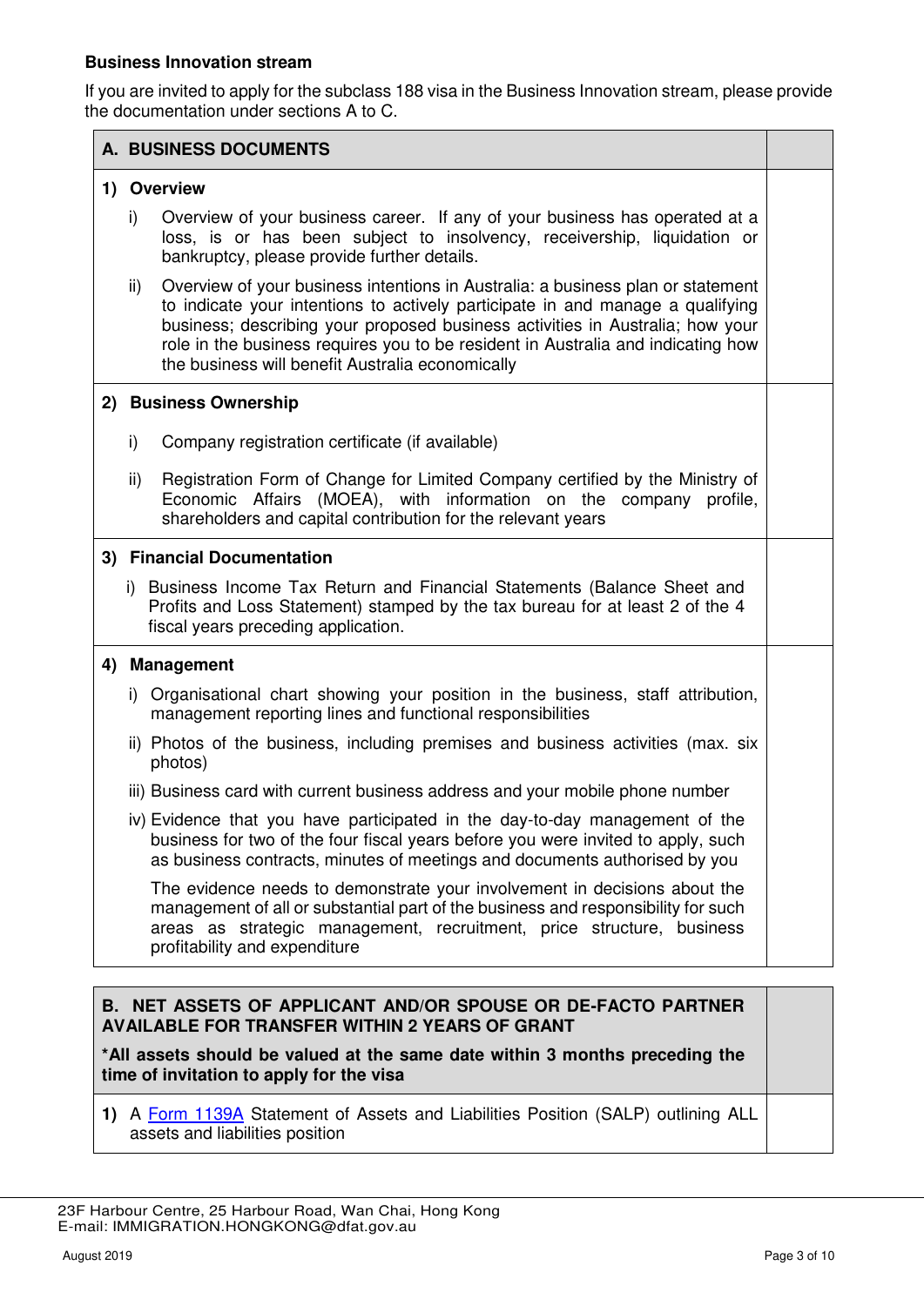### Business Innovation stream

If you are invited to apply for the subclass 188 visa in the Business Innovation stream, please provide the documentation under sections A to C.

| A. BUSINESS DOCUMENTS | |
|---|---|
| **1) Overview**<br><br>i) Overview of your business career. If any of your business has operated at a loss, is or has been subject to insolvency, receivership, liquidation or bankruptcy, please provide further details.<br><br>ii) Overview of your business intentions in Australia: a business plan or statement to indicate your intentions to actively participate in and manage a qualifying business; describing your proposed business activities in Australia; how your role in the business requires you to be resident in Australia and indicating how the business will benefit Australia economically | |
| **2) Business Ownership**<br><br>i) Company registration certificate (if available)<br><br>ii) Registration Form of Change for Limited Company certified by the Ministry of Economic Affairs (MOEA), with information on the company profile, shareholders and capital contribution for the relevant years | |
| **3) Financial Documentation**<br><br>i) Business Income Tax Return and Financial Statements (Balance Sheet and Profits and Loss Statement) stamped by the tax bureau for at least 2 of the 4 fiscal years preceding application. | |
| **4) Management**<br><br>i) Organisational chart showing your position in the business, staff attribution, management reporting lines and functional responsibilities<br><br>ii) Photos of the business, including premises and business activities (max. six photos)<br><br>iii) Business card with current business address and your mobile phone number<br><br>iv) Evidence that you have participated in the day-to-day management of the business for two of the four fiscal years before you were invited to apply, such as business contracts, minutes of meetings and documents authorised by you<br><br>The evidence needs to demonstrate your involvement in decisions about the management of all or substantial part of the business and responsibility for such areas as strategic management, recruitment, price structure, business profitability and expenditure | |

| B. NET ASSETS OF APPLICANT AND/OR SPOUSE OR DE-FACTO PARTNER AVAILABLE FOR TRANSFER WITHIN 2 YEARS OF GRANT<br><br>***All assets should be valued at the same date within 3 months preceding the time of invitation to apply for the visa** | |
|---|---|
| **1)** A Form 1139A Statement of Assets and Liabilities Position (SALP) outlining ALL assets and liabilities position | |

23F Harbour Centre, 25 Harbour Road, Wan Chai, Hong Kong
E-mail: IMMIGRATION.HONGKONG@dfat.gov.au

August 2019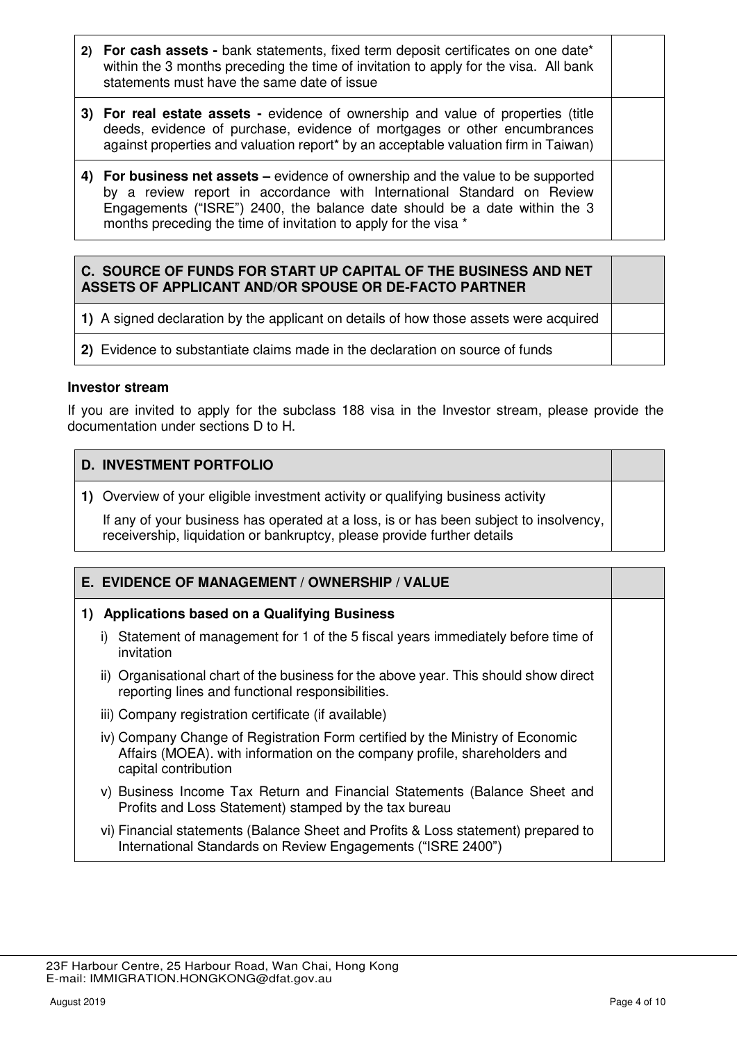| | |
|---|---|
| **2) For cash assets -** bank statements, fixed term deposit certificates on one date* within the 3 months preceding the time of invitation to apply for the visa. All bank statements must have the same date of issue | |
| **3) For real estate assets -** evidence of ownership and value of properties (title deeds, evidence of purchase, evidence of mortgages or other encumbrances against properties and valuation report* by an acceptable valuation firm in Taiwan) | |
| **4) For business net assets –** evidence of ownership and the value to be supported by a review report in accordance with International Standard on Review Engagements ("ISRE") 2400, the balance date should be a date within the 3 months preceding the time of invitation to apply for the visa * | |

| **C. SOURCE OF FUNDS FOR START UP CAPITAL OF THE BUSINESS AND NET ASSETS OF APPLICANT AND/OR SPOUSE OR DE-FACTO PARTNER** | |
|---|---|
| **1)** A signed declaration by the applicant on details of how those assets were acquired | |
| **2)** Evidence to substantiate claims made in the declaration on source of funds | |

### Investor stream

If you are invited to apply for the subclass 188 visa in the Investor stream, please provide the documentation under sections D to H.

| **D. INVESTMENT PORTFOLIO** | |
|---|---|
| **1)** Overview of your eligible investment activity or qualifying business activity<br><br>If any of your business has operated at a loss, is or has been subject to insolvency, receivership, liquidation or bankruptcy, please provide further details | |

| **E. EVIDENCE OF MANAGEMENT / OWNERSHIP / VALUE** | |
|---|---|
| **1) Applications based on a Qualifying Business**<br><br>i) Statement of management for 1 of the 5 fiscal years immediately before time of invitation<br><br>ii) Organisational chart of the business for the above year. This should show direct reporting lines and functional responsibilities.<br><br>iii) Company registration certificate (if available)<br><br>iv) Company Change of Registration Form certified by the Ministry of Economic Affairs (MOEA). with information on the company profile, shareholders and capital contribution<br><br>v) Business Income Tax Return and Financial Statements (Balance Sheet and Profits and Loss Statement) stamped by the tax bureau<br><br>vi) Financial statements (Balance Sheet and Profits & Loss statement) prepared to International Standards on Review Engagements ("ISRE 2400") | |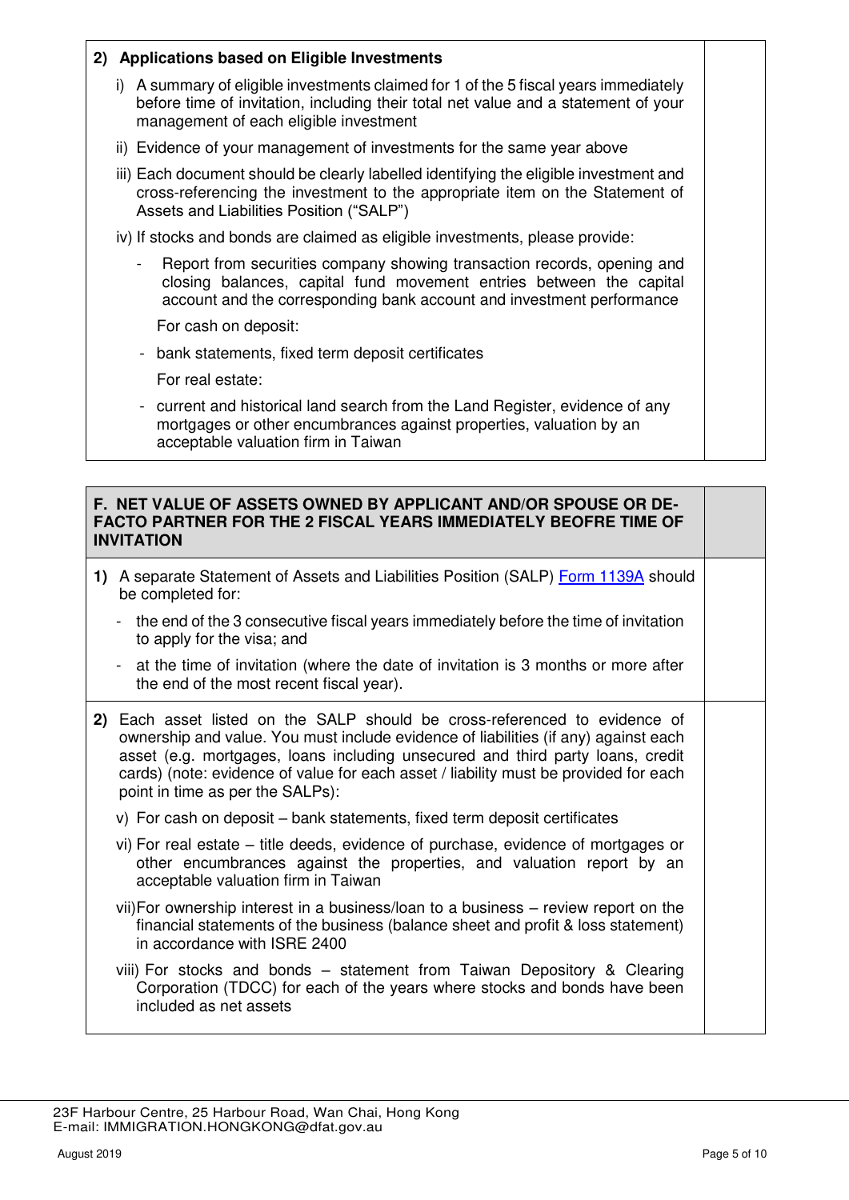**2) Applications based on Eligible Investments**

i) A summary of eligible investments claimed for 1 of the 5 fiscal years immediately before time of invitation, including their total net value and a statement of your management of each eligible investment

ii) Evidence of your management of investments for the same year above

iii) Each document should be clearly labelled identifying the eligible investment and cross-referencing the investment to the appropriate item on the Statement of Assets and Liabilities Position ("SALP")

iv) If stocks and bonds are claimed as eligible investments, please provide:

- Report from securities company showing transaction records, opening and closing balances, capital fund movement entries between the capital account and the corresponding bank account and investment performance

For cash on deposit:

- bank statements, fixed term deposit certificates

For real estate:

- current and historical land search from the Land Register, evidence of any mortgages or other encumbrances against properties, valuation by an acceptable valuation firm in Taiwan

**F. NET VALUE OF ASSETS OWNED BY APPLICANT AND/OR SPOUSE OR DE-FACTO PARTNER FOR THE 2 FISCAL YEARS IMMEDIATELY BEOFRE TIME OF INVITATION**

**1)** A separate Statement of Assets and Liabilities Position (SALP) Form 1139A should be completed for:

- the end of the 3 consecutive fiscal years immediately before the time of invitation to apply for the visa; and
- at the time of invitation (where the date of invitation is 3 months or more after the end of the most recent fiscal year).

**2)** Each asset listed on the SALP should be cross-referenced to evidence of ownership and value. You must include evidence of liabilities (if any) against each asset (e.g. mortgages, loans including unsecured and third party loans, credit cards) (note: evidence of value for each asset / liability must be provided for each point in time as per the SALPs):

v) For cash on deposit – bank statements, fixed term deposit certificates

vi) For real estate – title deeds, evidence of purchase, evidence of mortgages or other encumbrances against the properties, and valuation report by an acceptable valuation firm in Taiwan

vii) For ownership interest in a business/loan to a business – review report on the financial statements of the business (balance sheet and profit & loss statement) in accordance with ISRE 2400

viii) For stocks and bonds – statement from Taiwan Depository & Clearing Corporation (TDCC) for each of the years where stocks and bonds have been included as net assets

23F Harbour Centre, 25 Harbour Road, Wan Chai, Hong Kong
E-mail: IMMIGRATION.HONGKONG@dfat.gov.au

August 2019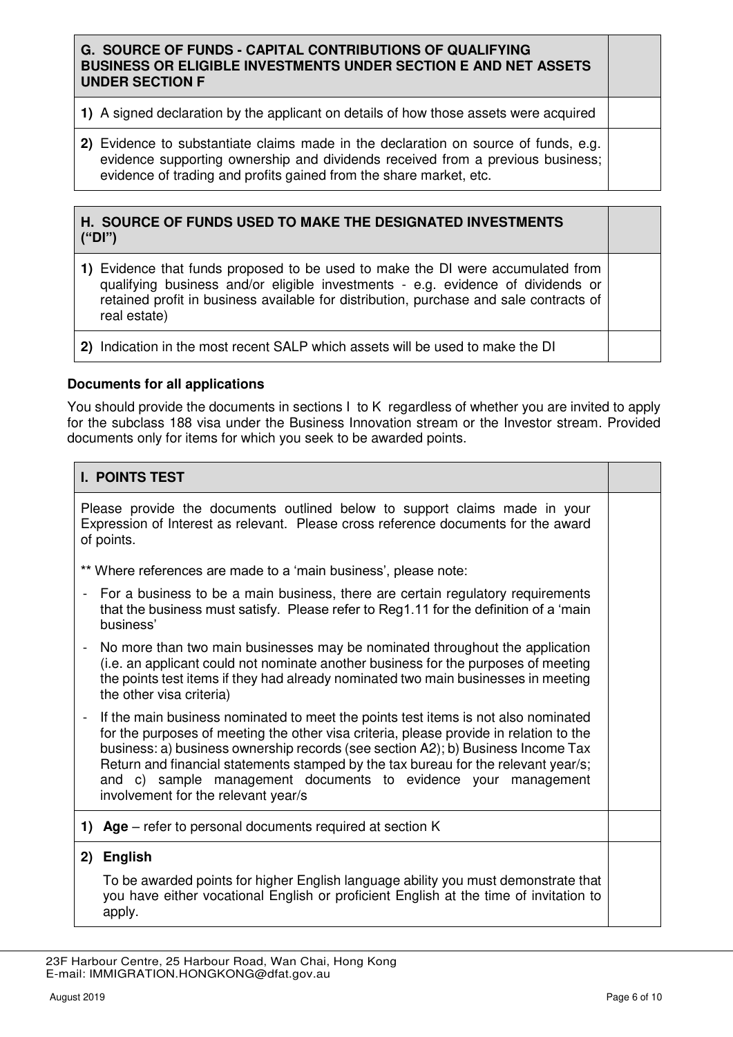| G. SOURCE OF FUNDS - CAPITAL CONTRIBUTIONS OF QUALIFYING BUSINESS OR ELIGIBLE INVESTMENTS UNDER SECTION E AND NET ASSETS UNDER SECTION F | |
|---|---|
| **1)** A signed declaration by the applicant on details of how those assets were acquired | |
| **2)** Evidence to substantiate claims made in the declaration on source of funds, e.g. evidence supporting ownership and dividends received from a previous business; evidence of trading and profits gained from the share market, etc. | |

| H. SOURCE OF FUNDS USED TO MAKE THE DESIGNATED INVESTMENTS ("DI") | |
|---|---|
| **1)** Evidence that funds proposed to be used to make the DI were accumulated from qualifying business and/or eligible investments - e.g. evidence of dividends or retained profit in business available for distribution, purchase and sale contracts of real estate) | |
| **2)** Indication in the most recent SALP which assets will be used to make the DI | |

**Documents for all applications**

You should provide the documents in sections I to K regardless of whether you are invited to apply for the subclass 188 visa under the Business Innovation stream or the Investor stream. Provided documents only for items for which you seek to be awarded points.

| I. POINTS TEST | |
|---|---|
| Please provide the documents outlined below to support claims made in your Expression of Interest as relevant. Please cross reference documents for the award of points.<br><br>** Where references are made to a 'main business', please note:<br>- For a business to be a main business, there are certain regulatory requirements that the business must satisfy. Please refer to Reg1.11 for the definition of a 'main business'<br>- No more than two main businesses may be nominated throughout the application (i.e. an applicant could not nominate another business for the purposes of meeting the points test items if they had already nominated two main businesses in meeting the other visa criteria)<br>- If the main business nominated to meet the points test items is not also nominated for the purposes of meeting the other visa criteria, please provide in relation to the business: a) business ownership records (see section A2); b) Business Income Tax Return and financial statements stamped by the tax bureau for the relevant year/s; and c) sample management documents to evidence your management involvement for the relevant year/s | |
| **1) Age** – refer to personal documents required at section K | |
| **2) English**<br><br>To be awarded points for higher English language ability you must demonstrate that you have either vocational English or proficient English at the time of invitation to apply. | |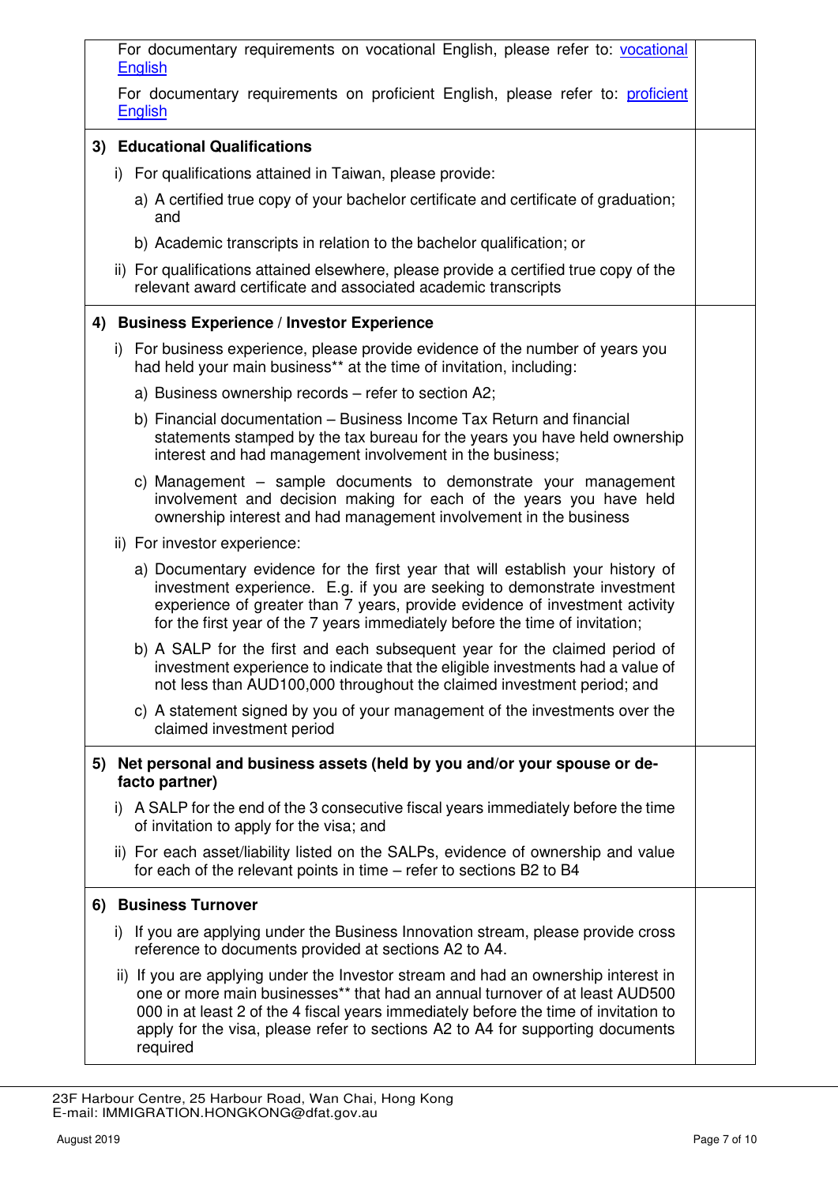| | |
|---|---|
| For documentary requirements on vocational English, please refer to: [vocational English]()<br><br>For documentary requirements on proficient English, please refer to: [proficient English]() | |
| **3) Educational Qualifications**<br><br>i) For qualifications attained in Taiwan, please provide:<br><br>a) A certified true copy of your bachelor certificate and certificate of graduation; and<br><br>b) Academic transcripts in relation to the bachelor qualification; or<br><br>ii) For qualifications attained elsewhere, please provide a certified true copy of the relevant award certificate and associated academic transcripts | |
| **4) Business Experience / Investor Experience**<br><br>i) For business experience, please provide evidence of the number of years you had held your main business** at the time of invitation, including:<br><br>a) Business ownership records – refer to section A2;<br><br>b) Financial documentation – Business Income Tax Return and financial statements stamped by the tax bureau for the years you have held ownership interest and had management involvement in the business;<br><br>c) Management – sample documents to demonstrate your management involvement and decision making for each of the years you have held ownership interest and had management involvement in the business<br><br>ii) For investor experience:<br><br>a) Documentary evidence for the first year that will establish your history of investment experience. E.g. if you are seeking to demonstrate investment experience of greater than 7 years, provide evidence of investment activity for the first year of the 7 years immediately before the time of invitation;<br><br>b) A SALP for the first and each subsequent year for the claimed period of investment experience to indicate that the eligible investments had a value of not less than AUD100,000 throughout the claimed investment period; and<br><br>c) A statement signed by you of your management of the investments over the claimed investment period | |
| **5) Net personal and business assets (held by you and/or your spouse or de-facto partner)**<br><br>i) A SALP for the end of the 3 consecutive fiscal years immediately before the time of invitation to apply for the visa; and<br><br>ii) For each asset/liability listed on the SALPs, evidence of ownership and value for each of the relevant points in time – refer to sections B2 to B4 | |
| **6) Business Turnover**<br><br>i) If you are applying under the Business Innovation stream, please provide cross reference to documents provided at sections A2 to A4.<br><br>ii) If you are applying under the Investor stream and had an ownership interest in one or more main businesses** that had an annual turnover of at least AUD500 000 in at least 2 of the 4 fiscal years immediately before the time of invitation to apply for the visa, please refer to sections A2 to A4 for supporting documents required | |

23F Harbour Centre, 25 Harbour Road, Wan Chai, Hong Kong
E-mail: IMMIGRATION.HONGKONG@dfat.gov.au

August 2019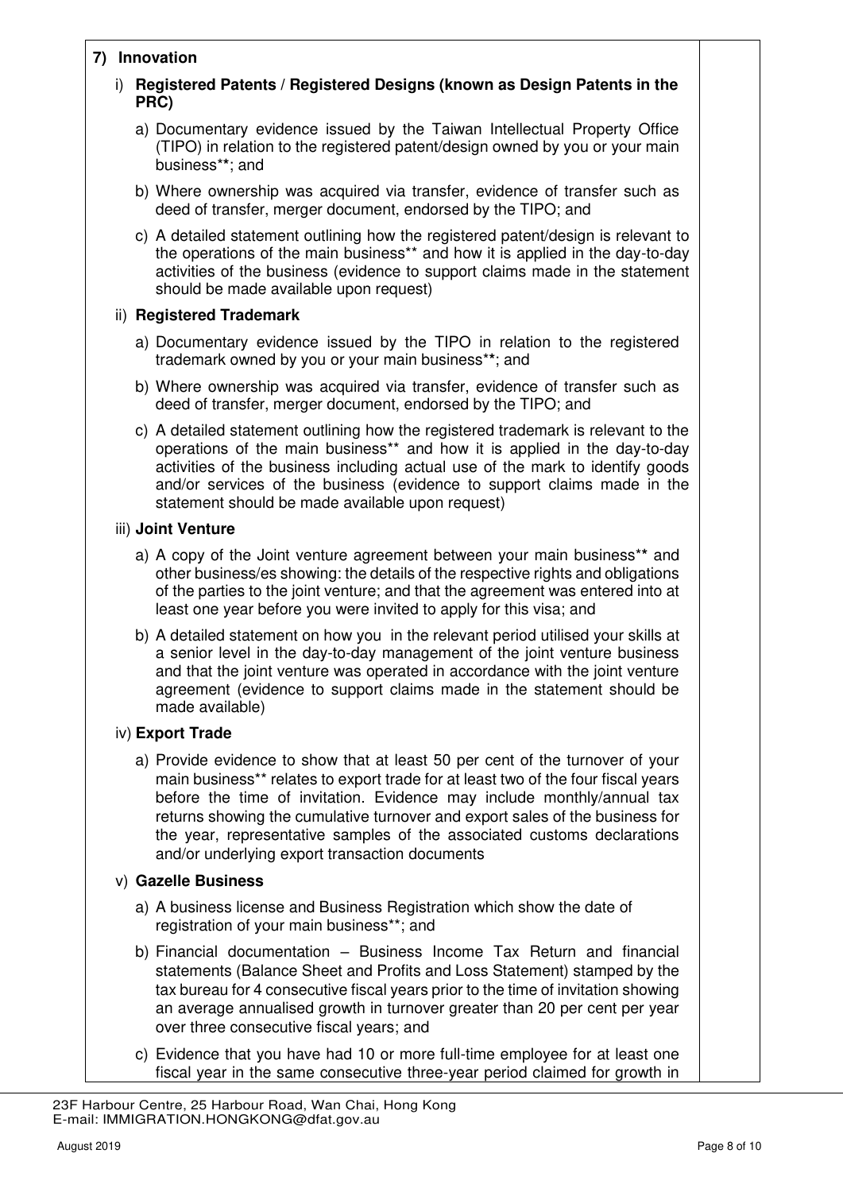**7) Innovation**

i) **Registered Patents / Registered Designs (known as Design Patents in the PRC)**

a) Documentary evidence issued by the Taiwan Intellectual Property Office (TIPO) in relation to the registered patent/design owned by you or your main business**; and

b) Where ownership was acquired via transfer, evidence of transfer such as deed of transfer, merger document, endorsed by the TIPO; and

c) A detailed statement outlining how the registered patent/design is relevant to the operations of the main business** and how it is applied in the day-to-day activities of the business (evidence to support claims made in the statement should be made available upon request)

ii) **Registered Trademark**

a) Documentary evidence issued by the TIPO in relation to the registered trademark owned by you or your main business**; and

b) Where ownership was acquired via transfer, evidence of transfer such as deed of transfer, merger document, endorsed by the TIPO; and

c) A detailed statement outlining how the registered trademark is relevant to the operations of the main business** and how it is applied in the day-to-day activities of the business including actual use of the mark to identify goods and/or services of the business (evidence to support claims made in the statement should be made available upon request)

iii) **Joint Venture**

a) A copy of the Joint venture agreement between your main business** and other business/es showing: the details of the respective rights and obligations of the parties to the joint venture; and that the agreement was entered into at least one year before you were invited to apply for this visa; and

b) A detailed statement on how you in the relevant period utilised your skills at a senior level in the day-to-day management of the joint venture business and that the joint venture was operated in accordance with the joint venture agreement (evidence to support claims made in the statement should be made available)

iv) **Export Trade**

a) Provide evidence to show that at least 50 per cent of the turnover of your main business** relates to export trade for at least two of the four fiscal years before the time of invitation. Evidence may include monthly/annual tax returns showing the cumulative turnover and export sales of the business for the year, representative samples of the associated customs declarations and/or underlying export transaction documents

v) **Gazelle Business**

a) A business license and Business Registration which show the date of registration of your main business**; and

b) Financial documentation – Business Income Tax Return and financial statements (Balance Sheet and Profits and Loss Statement) stamped by the tax bureau for 4 consecutive fiscal years prior to the time of invitation showing an average annualised growth in turnover greater than 20 per cent per year over three consecutive fiscal years; and

c) Evidence that you have had 10 or more full-time employee for at least one fiscal year in the same consecutive three-year period claimed for growth in

23F Harbour Centre, 25 Harbour Road, Wan Chai, Hong Kong
E-mail: IMMIGRATION.HONGKONG@dfat.gov.au

August 2019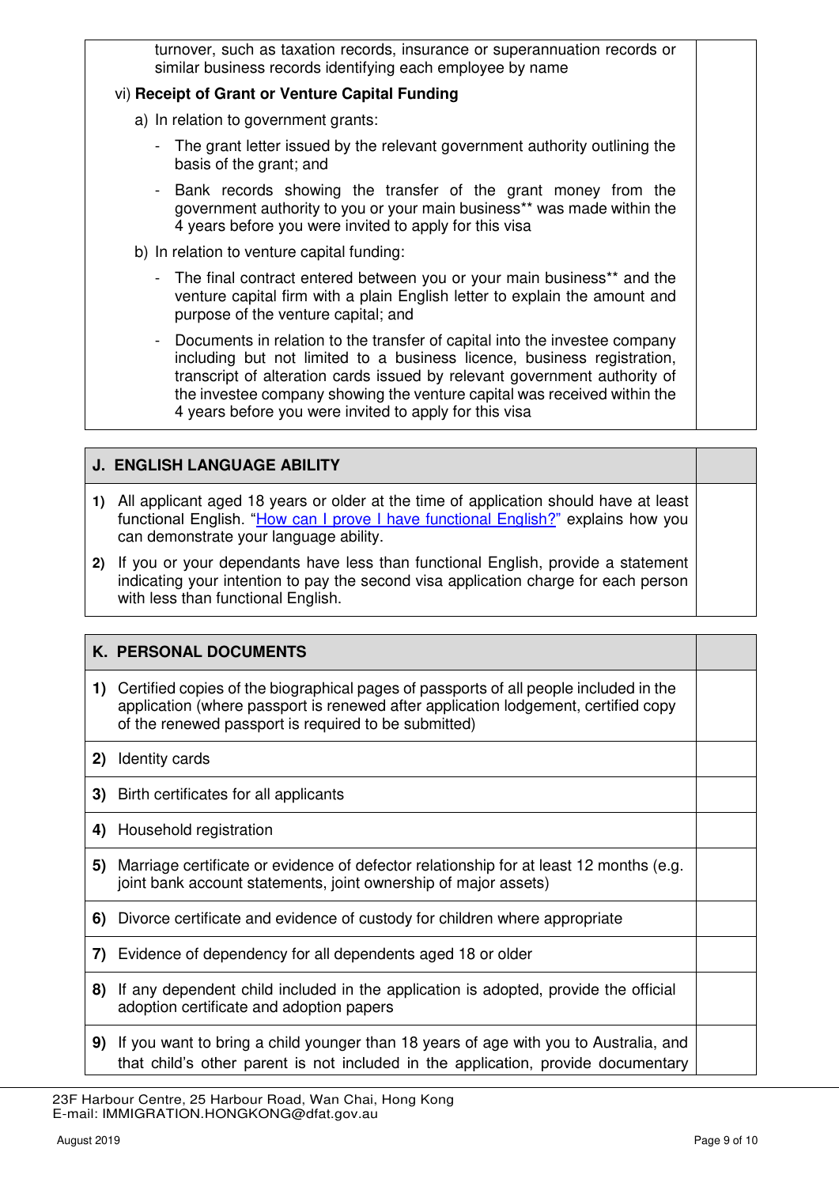| | |
|---|---|
| turnover, such as taxation records, insurance or superannuation records or similar business records identifying each employee by name<br><br>vi) **Receipt of Grant or Venture Capital Funding**<br><br>a) In relation to government grants:<br>- The grant letter issued by the relevant government authority outlining the basis of the grant; and<br>- Bank records showing the transfer of the grant money from the government authority to you or your main business** was made within the 4 years before you were invited to apply for this visa<br><br>b) In relation to venture capital funding:<br>- The final contract entered between you or your main business** and the venture capital firm with a plain English letter to explain the amount and purpose of the venture capital; and<br>- Documents in relation to the transfer of capital into the investee company including but not limited to a business licence, business registration, transcript of alteration cards issued by relevant government authority of the investee company showing the venture capital was received within the 4 years before you were invited to apply for this visa | |

| **J. ENGLISH LANGUAGE ABILITY** | |
|---|---|
| **1)** All applicant aged 18 years or older at the time of application should have at least functional English. "[How can I prove I have functional English?]" explains how you can demonstrate your language ability.<br><br>**2)** If you or your dependants have less than functional English, provide a statement indicating your intention to pay the second visa application charge for each person with less than functional English. | |

| **K. PERSONAL DOCUMENTS** | |
|---|---|
| **1)** Certified copies of the biographical pages of passports of all people included in the application (where passport is renewed after application lodgement, certified copy of the renewed passport is required to be submitted) | |
| **2)** Identity cards | |
| **3)** Birth certificates for all applicants | |
| **4)** Household registration | |
| **5)** Marriage certificate or evidence of defector relationship for at least 12 months (e.g. joint bank account statements, joint ownership of major assets) | |
| **6)** Divorce certificate and evidence of custody for children where appropriate | |
| **7)** Evidence of dependency for all dependents aged 18 or older | |
| **8)** If any dependent child included in the application is adopted, provide the official adoption certificate and adoption papers | |
| **9)** If you want to bring a child younger than 18 years of age with you to Australia, and that child's other parent is not included in the application, provide documentary | |

23F Harbour Centre, 25 Harbour Road, Wan Chai, Hong Kong
E-mail: IMMIGRATION.HONGKONG@dfat.gov.au

August 2019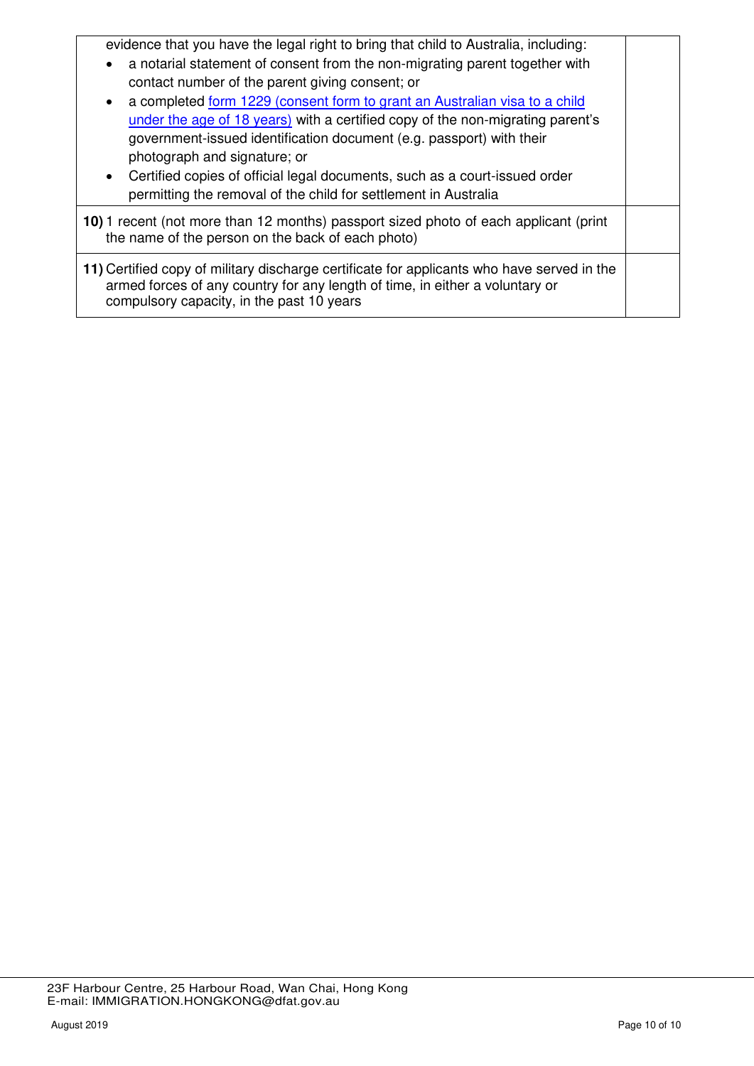| | |
|---|---|
| evidence that you have the legal right to bring that child to Australia, including:<br>• a notarial statement of consent from the non-migrating parent together with contact number of the parent giving consent; or<br>• a completed form 1229 (consent form to grant an Australian visa to a child under the age of 18 years) with a certified copy of the non-migrating parent's government-issued identification document (e.g. passport) with their photograph and signature; or<br>• Certified copies of official legal documents, such as a court-issued order permitting the removal of the child for settlement in Australia | |
| **10)** 1 recent (not more than 12 months) passport sized photo of each applicant (print the name of the person on the back of each photo) | |
| **11)** Certified copy of military discharge certificate for applicants who have served in the armed forces of any country for any length of time, in either a voluntary or compulsory capacity, in the past 10 years | |

23F Harbour Centre, 25 Harbour Road, Wan Chai, Hong Kong
E-mail: IMMIGRATION.HONGKONG@dfat.gov.au

August 2019